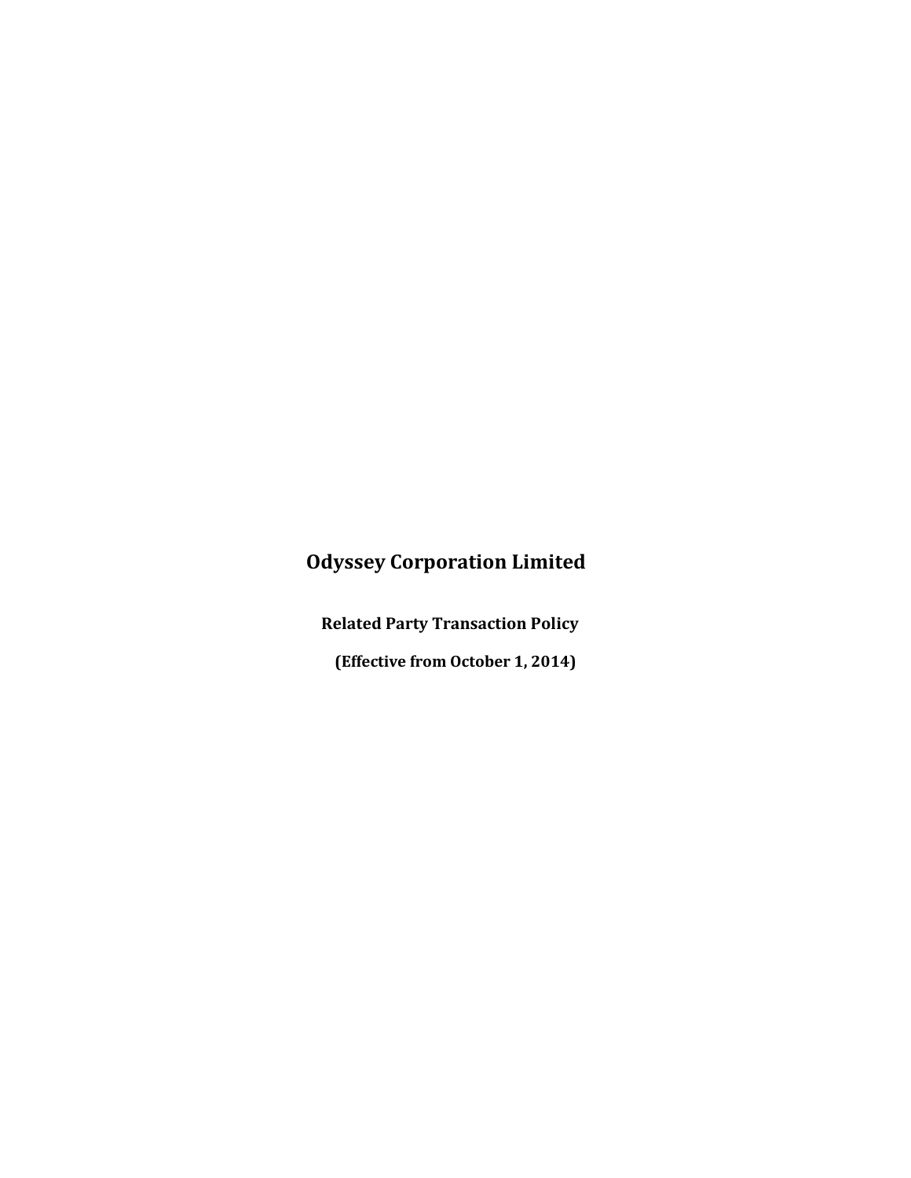# Odyssey Corporation Limited

## Related Party Transaction Policy

**(Effective from October 1, 2014)**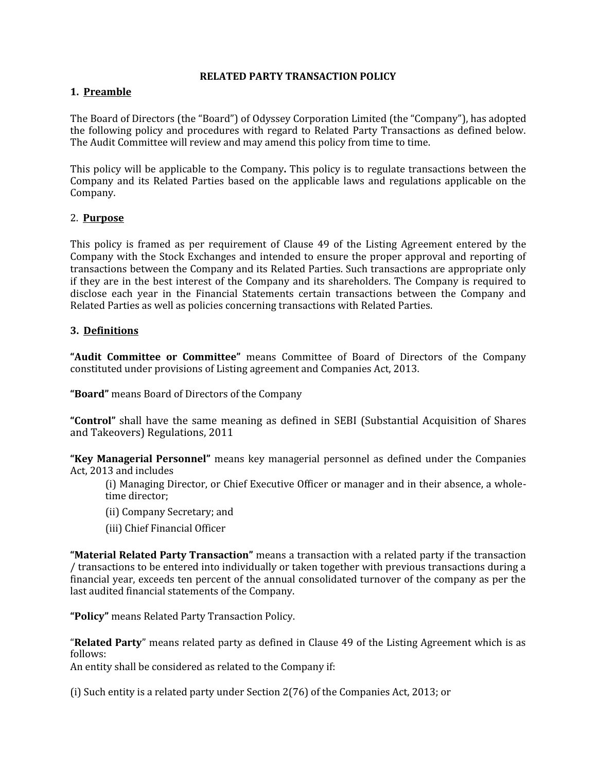# RELATED PARTY TRANSACTION POLICY

## 1. Preamble

The Board of Directors (the "Board") of Odyssey Corporation Limited (the "Company"), has adopted the following policy and procedures with regard to Related Party Transactions as defined below. The Audit Committee will review and may amend this policy from time to time.

This policy will be applicable to the Company**.** This policy is to regulate transactions between the Company and its Related Parties based on the applicable laws and regulations applicable on the Company.

## 2. Purpose

This policy is framed as per requirement of Clause 49 of the Listing Agreement entered by the Company with the Stock Exchanges and intended to ensure the proper approval and reporting of transactions between the Company and its Related Parties. Such transactions are appropriate only if they are in the best interest of the Company and its shareholders. The Company is required to disclose each year in the Financial Statements certain transactions between the Company and Related Parties as well as policies concerning transactions with Related Parties.

## 3. Definitions

**"Audit Committee or Committee"** means Committee of Board of Directors of the Company constituted under provisions of Listing agreement and Companies Act, 2013.

**"Board"** means Board of Directors of the Company

**"Control"** shall have the same meaning as defined in SEBI (Substantial Acquisition of Shares and Takeovers) Regulations, 2011

**"Key Managerial Personnel"** means key managerial personnel as defined under the Companies Act, 2013 and includes

(i) Managing Director, or Chief Executive Officer or manager and in their absence, a whole-time director;

(ii) Company Secretary; and

(iii) Chief Financial Officer

**"Material Related Party Transaction"** means a transaction with a related party if the transaction / transactions to be entered into individually or taken together with previous transactions during a financial year, exceeds ten percent of the annual consolidated turnover of the company as per the last audited financial statements of the Company.

**"Policy"** means Related Party Transaction Policy.

"**Related Party**" means related party as defined in Clause 49 of the Listing Agreement which is as follows:

An entity shall be considered as related to the Company if:

(i) Such entity is a related party under Section 2(76) of the Companies Act, 2013; or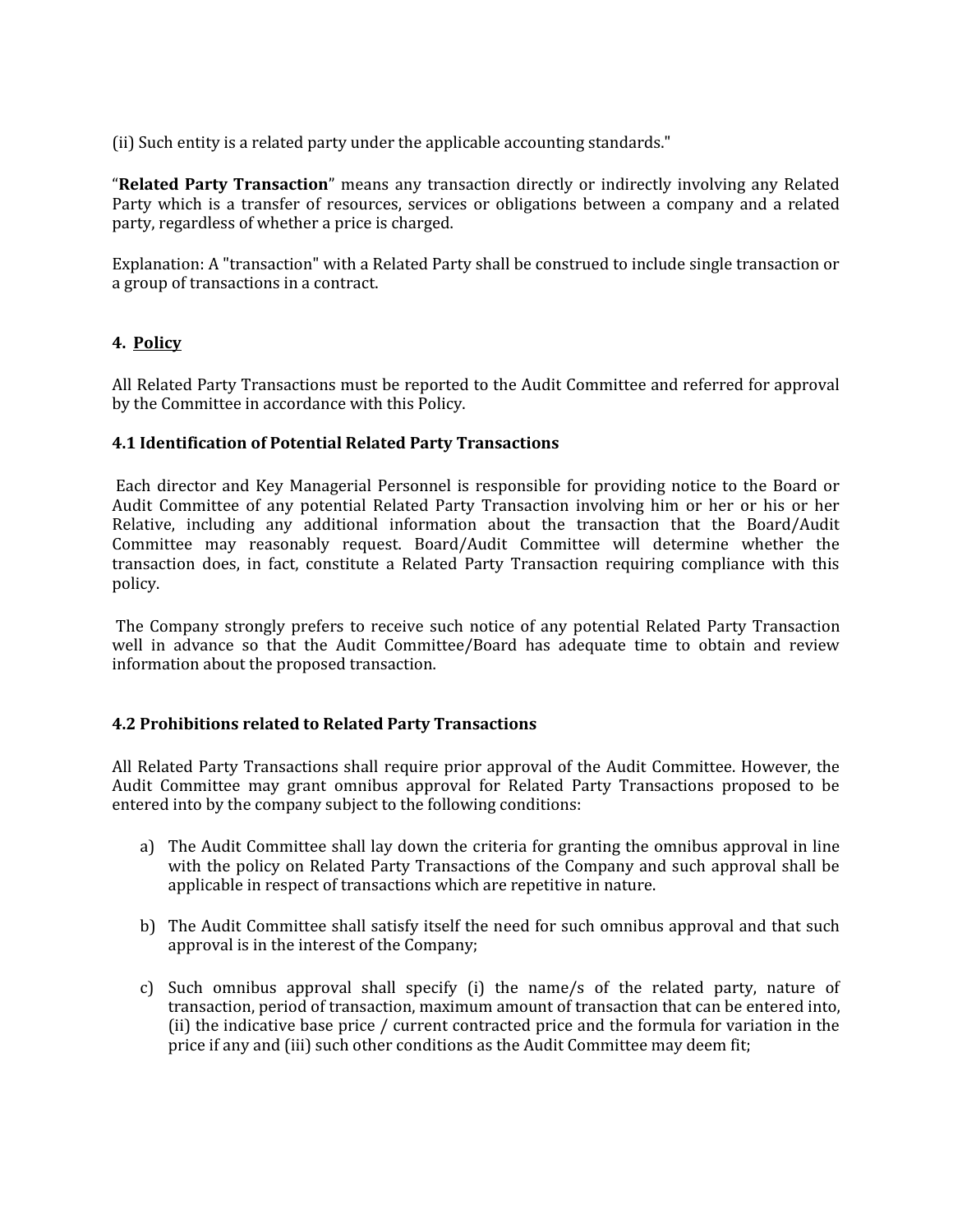(ii) Such entity is a related party under the applicable accounting standards."

"**Related Party Transaction**" means any transaction directly or indirectly involving any Related Party which is a transfer of resources, services or obligations between a company and a related party, regardless of whether a price is charged.

Explanation: A "transaction" with a Related Party shall be construed to include single transaction or a group of transactions in a contract.

## 4. Policy

All Related Party Transactions must be reported to the Audit Committee and referred for approval by the Committee in accordance with this Policy.

### 4.1 Identification of Potential Related Party Transactions

Each director and Key Managerial Personnel is responsible for providing notice to the Board or Audit Committee of any potential Related Party Transaction involving him or her or his or her Relative, including any additional information about the transaction that the Board/Audit Committee may reasonably request. Board/Audit Committee will determine whether the transaction does, in fact, constitute a Related Party Transaction requiring compliance with this policy.

The Company strongly prefers to receive such notice of any potential Related Party Transaction well in advance so that the Audit Committee/Board has adequate time to obtain and review information about the proposed transaction.

### 4.2 Prohibitions related to Related Party Transactions

All Related Party Transactions shall require prior approval of the Audit Committee. However, the Audit Committee may grant omnibus approval for Related Party Transactions proposed to be entered into by the company subject to the following conditions:

a) The Audit Committee shall lay down the criteria for granting the omnibus approval in line with the policy on Related Party Transactions of the Company and such approval shall be applicable in respect of transactions which are repetitive in nature.

b) The Audit Committee shall satisfy itself the need for such omnibus approval and that such approval is in the interest of the Company;

c) Such omnibus approval shall specify (i) the name/s of the related party, nature of transaction, period of transaction, maximum amount of transaction that can be entered into, (ii) the indicative base price / current contracted price and the formula for variation in the price if any and (iii) such other conditions as the Audit Committee may deem fit;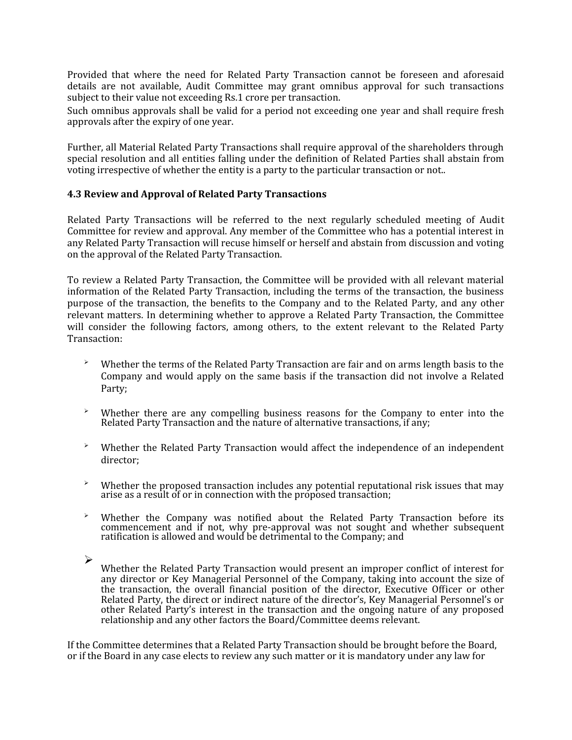Provided that where the need for Related Party Transaction cannot be foreseen and aforesaid details are not available, Audit Committee may grant omnibus approval for such transactions subject to their value not exceeding Rs.1 crore per transaction.

Such omnibus approvals shall be valid for a period not exceeding one year and shall require fresh approvals after the expiry of one year.

Further, all Material Related Party Transactions shall require approval of the shareholders through special resolution and all entities falling under the definition of Related Parties shall abstain from voting irrespective of whether the entity is a party to the particular transaction or not..

### 4.3 Review and Approval of Related Party Transactions

Related Party Transactions will be referred to the next regularly scheduled meeting of Audit Committee for review and approval. Any member of the Committee who has a potential interest in any Related Party Transaction will recuse himself or herself and abstain from discussion and voting on the approval of the Related Party Transaction.

To review a Related Party Transaction, the Committee will be provided with all relevant material information of the Related Party Transaction, including the terms of the transaction, the business purpose of the transaction, the benefits to the Company and to the Related Party, and any other relevant matters. In determining whether to approve a Related Party Transaction, the Committee will consider the following factors, among others, to the extent relevant to the Related Party Transaction:

- Whether the terms of the Related Party Transaction are fair and on arms length basis to the Company and would apply on the same basis if the transaction did not involve a Related Party;
- Whether there are any compelling business reasons for the Company to enter into the Related Party Transaction and the nature of alternative transactions, if any;
- Whether the Related Party Transaction would affect the independence of an independent director;
- Whether the proposed transaction includes any potential reputational risk issues that may arise as a result of or in connection with the proposed transaction;
- Whether the Company was notified about the Related Party Transaction before its commencement and if not, why pre-approval was not sought and whether subsequent ratification is allowed and would be detrimental to the Company; and
- Whether the Related Party Transaction would present an improper conflict of interest for any director or Key Managerial Personnel of the Company, taking into account the size of the transaction, the overall financial position of the director, Executive Officer or other Related Party, the direct or indirect nature of the director's, Key Managerial Personnel's or other Related Party's interest in the transaction and the ongoing nature of any proposed relationship and any other factors the Board/Committee deems relevant.

If the Committee determines that a Related Party Transaction should be brought before the Board, or if the Board in any case elects to review any such matter or it is mandatory under any law for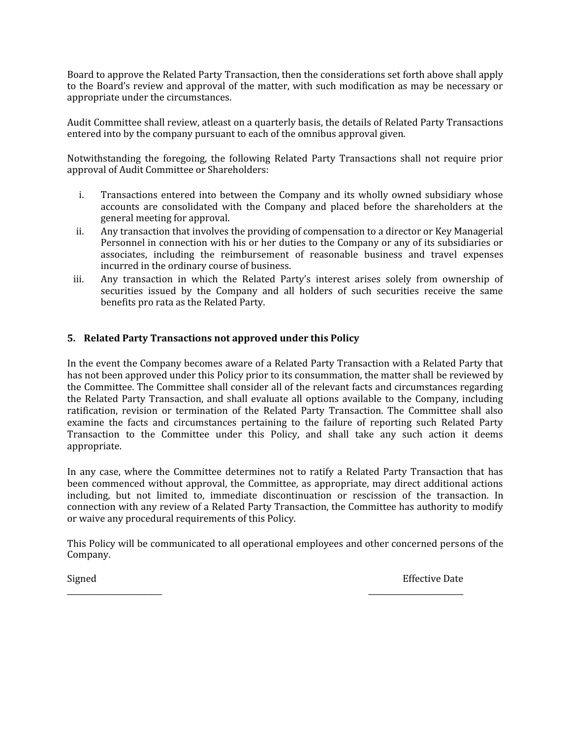Board to approve the Related Party Transaction, then the considerations set forth above shall apply to the Board's review and approval of the matter, with such modification as may be necessary or appropriate under the circumstances.

Audit Committee shall review, atleast on a quarterly basis, the details of Related Party Transactions entered into by the company pursuant to each of the omnibus approval given.

Notwithstanding the foregoing, the following Related Party Transactions shall not require prior approval of Audit Committee or Shareholders:

i. Transactions entered into between the Company and its wholly owned subsidiary whose accounts are consolidated with the Company and placed before the shareholders at the general meeting for approval.
ii. Any transaction that involves the providing of compensation to a director or Key Managerial Personnel in connection with his or her duties to the Company or any of its subsidiaries or associates, including the reimbursement of reasonable business and travel expenses incurred in the ordinary course of business.
iii. Any transaction in which the Related Party's interest arises solely from ownership of securities issued by the Company and all holders of such securities receive the same benefits pro rata as the Related Party.

## 5. Related Party Transactions not approved under this Policy

In the event the Company becomes aware of a Related Party Transaction with a Related Party that has not been approved under this Policy prior to its consummation, the matter shall be reviewed by the Committee. The Committee shall consider all of the relevant facts and circumstances regarding the Related Party Transaction, and shall evaluate all options available to the Company, including ratification, revision or termination of the Related Party Transaction. The Committee shall also examine the facts and circumstances pertaining to the failure of reporting such Related Party Transaction to the Committee under this Policy, and shall take any such action it deems appropriate.

In any case, where the Committee determines not to ratify a Related Party Transaction that has been commenced without approval, the Committee, as appropriate, may direct additional actions including, but not limited to, immediate discontinuation or rescission of the transaction. In connection with any review of a Related Party Transaction, the Committee has authority to modify or waive any procedural requirements of this Policy.

This Policy will be communicated to all operational employees and other concerned persons of the Company.

Signed                                                                                                    Effective Date

\_\_\_\_\_\_\_\_\_\_\_\_\_\_\_\_\_\_\_\_\_\_                                                                      \_\_\_\_\_\_\_\_\_\_\_\_\_\_\_\_\_\_\_\_\_\_